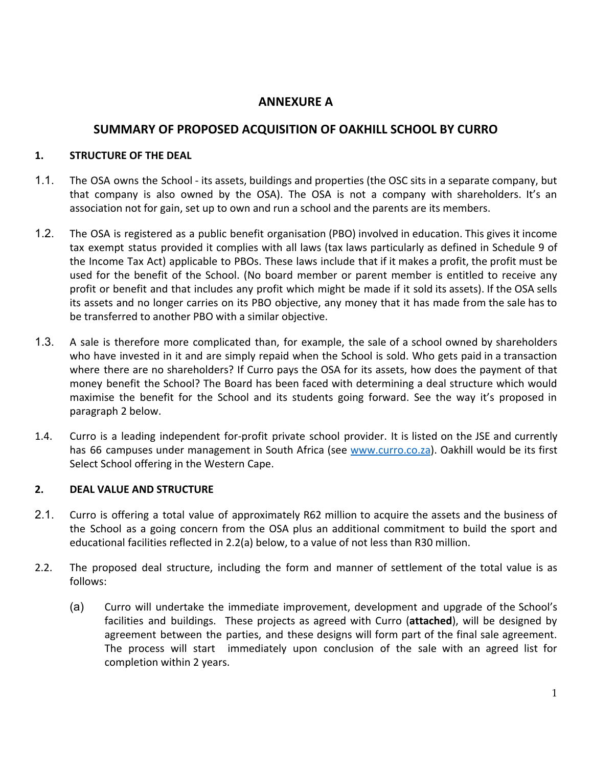# ANNEXURE A

## SUMMARY OF PROPOSED ACQUISITION OF OAKHILL SCHOOL BY CURRO

### 1. STRUCTURE OF THE DEAL

1.1. The OSA owns the School - its assets, buildings and properties (the OSC sits in a separate company, but that company is also owned by the OSA). The OSA is not a company with shareholders. It's an association not for gain, set up to own and run a school and the parents are its members.

1.2. The OSA is registered as a public benefit organisation (PBO) involved in education. This gives it income tax exempt status provided it complies with all laws (tax laws particularly as defined in Schedule 9 of the Income Tax Act) applicable to PBOs. These laws include that if it makes a profit, the profit must be used for the benefit of the School. (No board member or parent member is entitled to receive any profit or benefit and that includes any profit which might be made if it sold its assets). If the OSA sells its assets and no longer carries on its PBO objective, any money that it has made from the sale has to be transferred to another PBO with a similar objective.

1.3. A sale is therefore more complicated than, for example, the sale of a school owned by shareholders who have invested in it and are simply repaid when the School is sold. Who gets paid in a transaction where there are no shareholders? If Curro pays the OSA for its assets, how does the payment of that money benefit the School? The Board has been faced with determining a deal structure which would maximise the benefit for the School and its students going forward. See the way it's proposed in paragraph 2 below.

1.4. Curro is a leading independent for-profit private school provider. It is listed on the JSE and currently has 66 campuses under management in South Africa (see [www.curro.co.za](http://www.curro.co.za)). Oakhill would be its first Select School offering in the Western Cape.

### 2. DEAL VALUE AND STRUCTURE

2.1. Curro is offering a total value of approximately R62 million to acquire the assets and the business of the School as a going concern from the OSA plus an additional commitment to build the sport and educational facilities reflected in 2.2(a) below, to a value of not less than R30 million.

2.2. The proposed deal structure, including the form and manner of settlement of the total value is as follows:

(a) Curro will undertake the immediate improvement, development and upgrade of the School's facilities and buildings. These projects as agreed with Curro (**attached**), will be designed by agreement between the parties, and these designs will form part of the final sale agreement. The process will start immediately upon conclusion of the sale with an agreed list for completion within 2 years.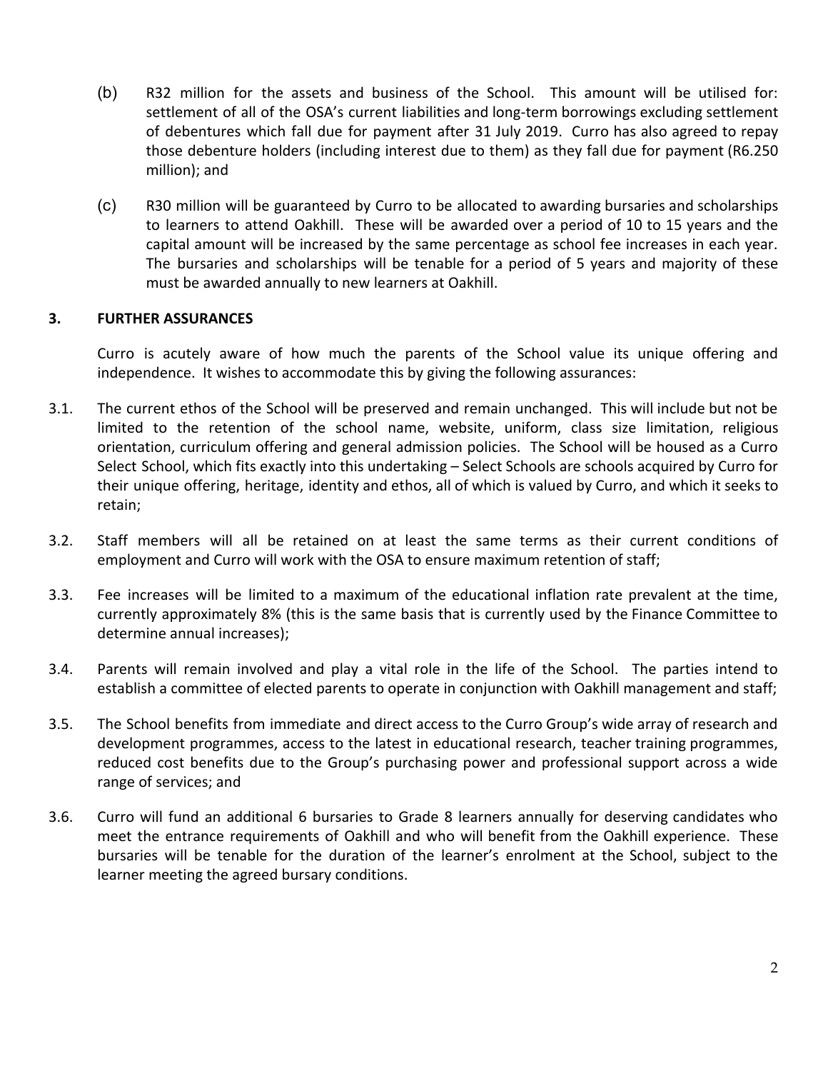(b) R32 million for the assets and business of the School. This amount will be utilised for: settlement of all of the OSA's current liabilities and long-term borrowings excluding settlement of debentures which fall due for payment after 31 July 2019. Curro has also agreed to repay those debenture holders (including interest due to them) as they fall due for payment (R6.250 million); and

(c) R30 million will be guaranteed by Curro to be allocated to awarding bursaries and scholarships to learners to attend Oakhill. These will be awarded over a period of 10 to 15 years and the capital amount will be increased by the same percentage as school fee increases in each year. The bursaries and scholarships will be tenable for a period of 5 years and majority of these must be awarded annually to new learners at Oakhill.

## 3. FURTHER ASSURANCES

Curro is acutely aware of how much the parents of the School value its unique offering and independence. It wishes to accommodate this by giving the following assurances:

3.1. The current ethos of the School will be preserved and remain unchanged. This will include but not be limited to the retention of the school name, website, uniform, class size limitation, religious orientation, curriculum offering and general admission policies. The School will be housed as a Curro Select School, which fits exactly into this undertaking – Select Schools are schools acquired by Curro for their unique offering, heritage, identity and ethos, all of which is valued by Curro, and which it seeks to retain;

3.2. Staff members will all be retained on at least the same terms as their current conditions of employment and Curro will work with the OSA to ensure maximum retention of staff;

3.3. Fee increases will be limited to a maximum of the educational inflation rate prevalent at the time, currently approximately 8% (this is the same basis that is currently used by the Finance Committee to determine annual increases);

3.4. Parents will remain involved and play a vital role in the life of the School. The parties intend to establish a committee of elected parents to operate in conjunction with Oakhill management and staff;

3.5. The School benefits from immediate and direct access to the Curro Group's wide array of research and development programmes, access to the latest in educational research, teacher training programmes, reduced cost benefits due to the Group's purchasing power and professional support across a wide range of services; and

3.6. Curro will fund an additional 6 bursaries to Grade 8 learners annually for deserving candidates who meet the entrance requirements of Oakhill and who will benefit from the Oakhill experience. These bursaries will be tenable for the duration of the learner's enrolment at the School, subject to the learner meeting the agreed bursary conditions.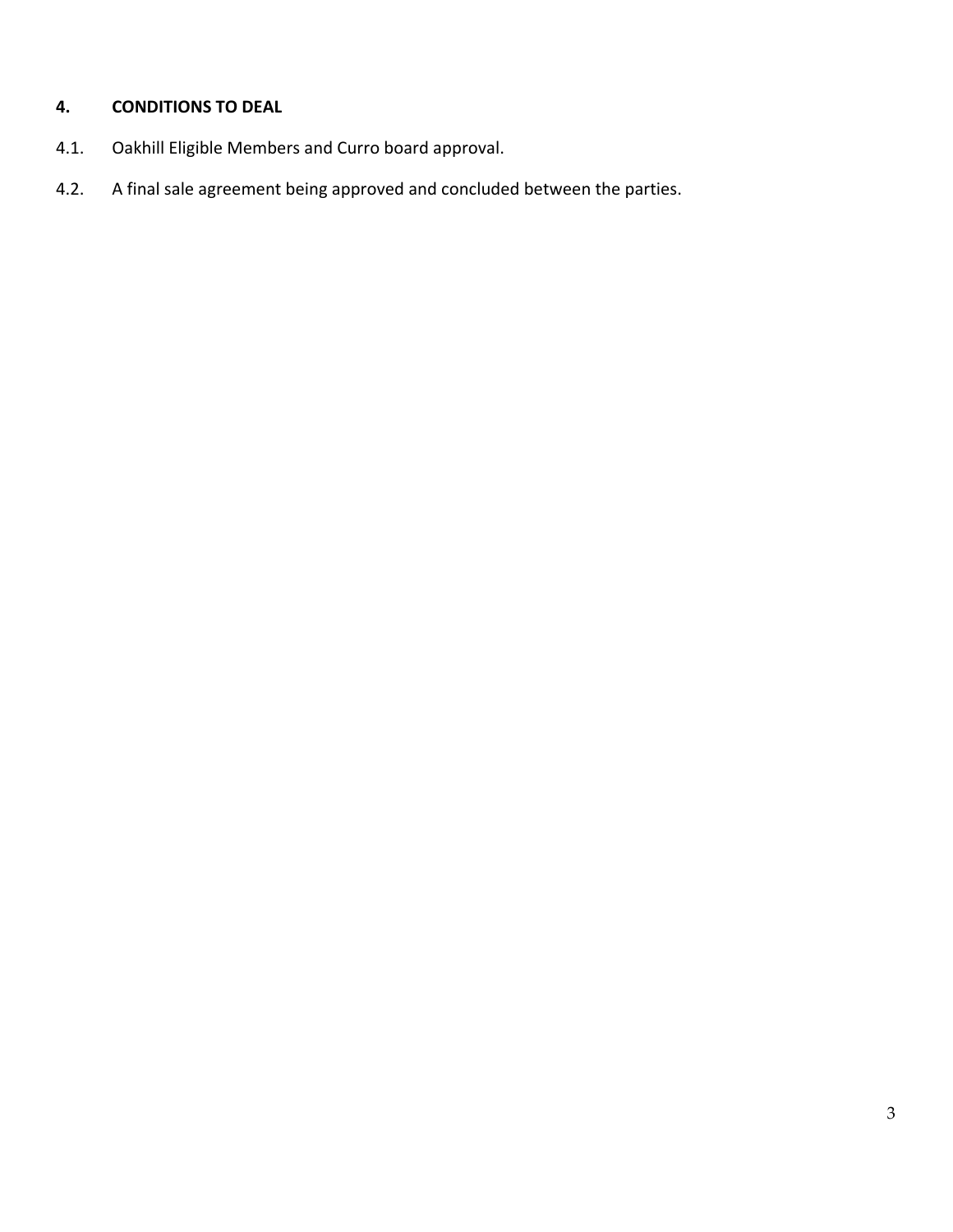## 4. CONDITIONS TO DEAL

4.1. Oakhill Eligible Members and Curro board approval.

4.2. A final sale agreement being approved and concluded between the parties.